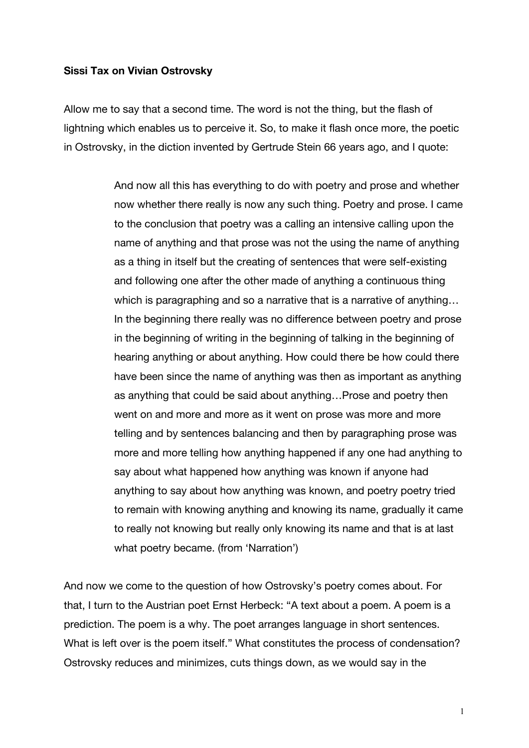**Sissi Tax on Vivian Ostrovsky**

Allow me to say that a second time. The word is not the thing, but the flash of lightning which enables us to perceive it. So, to make it flash once more, the poetic in Ostrovsky, in the diction invented by Gertrude Stein 66 years ago, and I quote:

> And now all this has everything to do with poetry and prose and whether now whether there really is now any such thing. Poetry and prose. I came to the conclusion that poetry was a calling an intensive calling upon the name of anything and that prose was not the using the name of anything as a thing in itself but the creating of sentences that were self-existing and following one after the other made of anything a continuous thing which is paragraphing and so a narrative that is a narrative of anything… In the beginning there really was no difference between poetry and prose in the beginning of writing in the beginning of talking in the beginning of hearing anything or about anything. How could there be how could there have been since the name of anything was then as important as anything as anything that could be said about anything…Prose and poetry then went on and more and more as it went on prose was more and more telling and by sentences balancing and then by paragraphing prose was more and more telling how anything happened if any one had anything to say about what happened how anything was known if anyone had anything to say about how anything was known, and poetry poetry tried to remain with knowing anything and knowing its name, gradually it came to really not knowing but really only knowing its name and that is at last what poetry became. (from 'Narration')

And now we come to the question of how Ostrovsky's poetry comes about. For that, I turn to the Austrian poet Ernst Herbeck: "A text about a poem. A poem is a prediction. The poem is a why. The poet arranges language in short sentences. What is left over is the poem itself." What constitutes the process of condensation? Ostrovsky reduces and minimizes, cuts things down, as we would say in the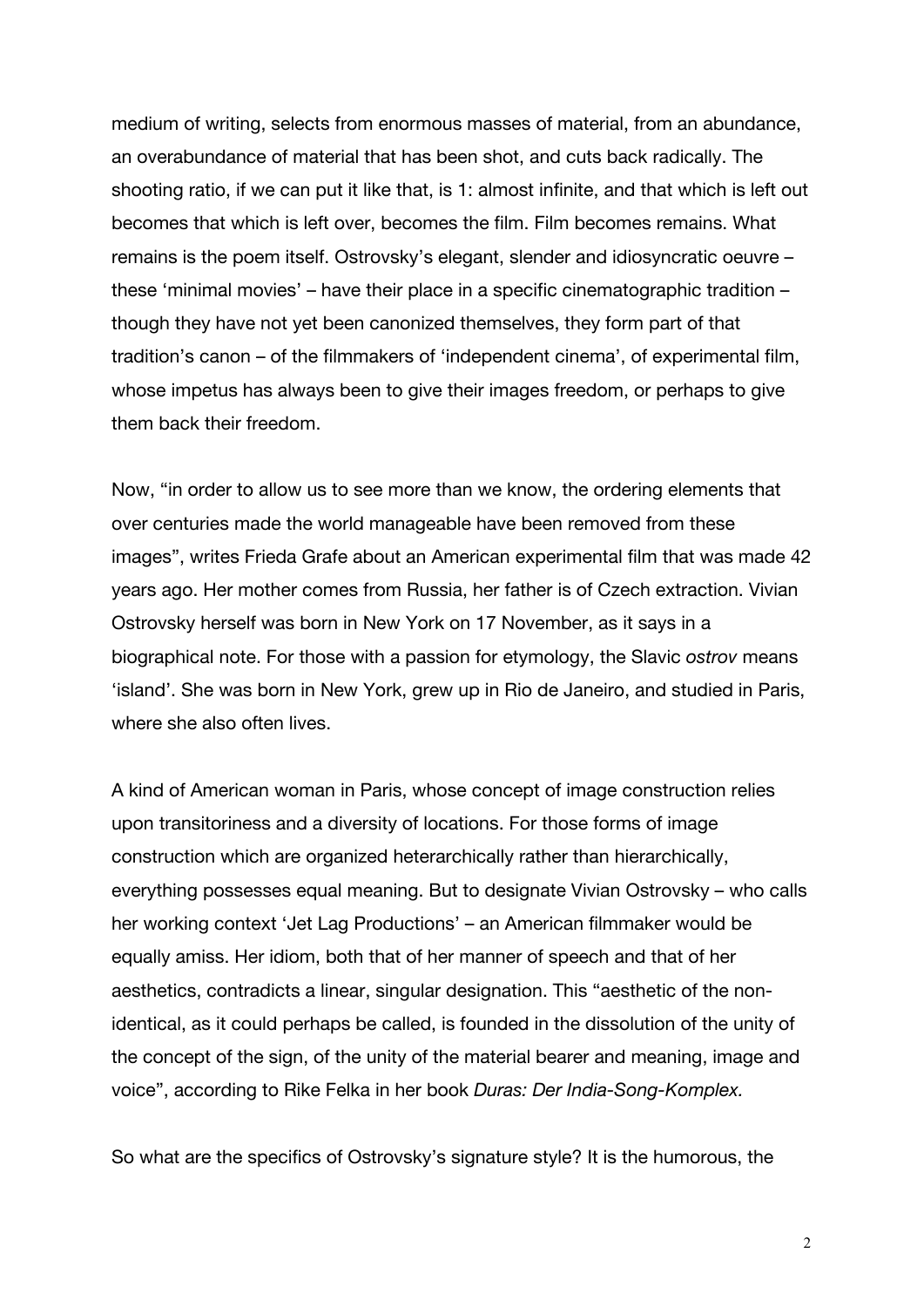medium of writing, selects from enormous masses of material, from an abundance, an overabundance of material that has been shot, and cuts back radically. The shooting ratio, if we can put it like that, is 1: almost infinite, and that which is left out becomes that which is left over, becomes the film. Film becomes remains. What remains is the poem itself. Ostrovsky's elegant, slender and idiosyncratic oeuvre – these 'minimal movies' – have their place in a specific cinematographic tradition – though they have not yet been canonized themselves, they form part of that tradition's canon – of the filmmakers of 'independent cinema', of experimental film, whose impetus has always been to give their images freedom, or perhaps to give them back their freedom.

Now, "in order to allow us to see more than we know, the ordering elements that over centuries made the world manageable have been removed from these images", writes Frieda Grafe about an American experimental film that was made 42 years ago. Her mother comes from Russia, her father is of Czech extraction. Vivian Ostrovsky herself was born in New York on 17 November, as it says in a biographical note. For those with a passion for etymology, the Slavic *ostrov* means 'island'. She was born in New York, grew up in Rio de Janeiro, and studied in Paris, where she also often lives.

A kind of American woman in Paris, whose concept of image construction relies upon transitoriness and a diversity of locations. For those forms of image construction which are organized heterarchically rather than hierarchically, everything possesses equal meaning. But to designate Vivian Ostrovsky – who calls her working context 'Jet Lag Productions' – an American filmmaker would be equally amiss. Her idiom, both that of her manner of speech and that of her aesthetics, contradicts a linear, singular designation. This "aesthetic of the non-identical, as it could perhaps be called, is founded in the dissolution of the unity of the concept of the sign, of the unity of the material bearer and meaning, image and voice", according to Rike Felka in her book *Duras: Der India-Song-Komplex.*

So what are the specifics of Ostrovsky's signature style? It is the humorous, the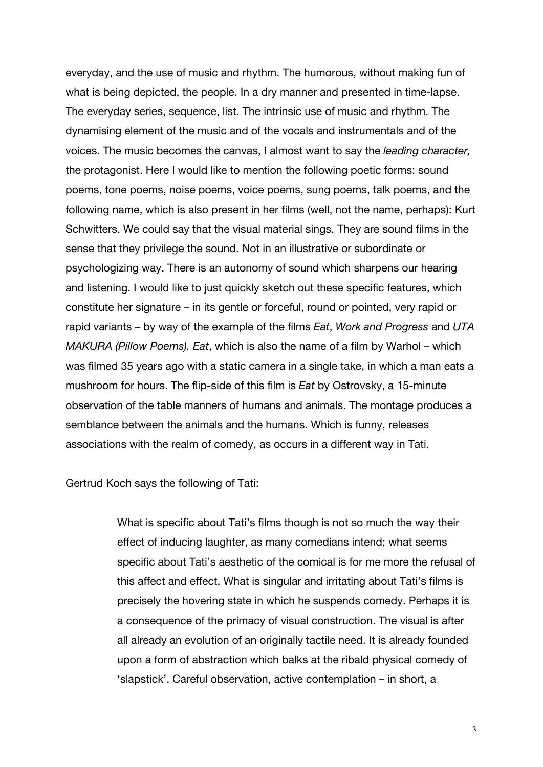everyday, and the use of music and rhythm. The humorous, without making fun of what is being depicted, the people. In a dry manner and presented in time-lapse. The everyday series, sequence, list. The intrinsic use of music and rhythm. The dynamising element of the music and of the vocals and instrumentals and of the voices. The music becomes the canvas, I almost want to say the *leading character,* the protagonist. Here I would like to mention the following poetic forms: sound poems, tone poems, noise poems, voice poems, sung poems, talk poems, and the following name, which is also present in her films (well, not the name, perhaps): Kurt Schwitters. We could say that the visual material sings. They are sound films in the sense that they privilege the sound. Not in an illustrative or subordinate or psychologizing way. There is an autonomy of sound which sharpens our hearing and listening. I would like to just quickly sketch out these specific features, which constitute her signature – in its gentle or forceful, round or pointed, very rapid or rapid variants – by way of the example of the films *Eat*, *Work and Progress* and *UTA MAKURA (Pillow Poems). Eat*, which is also the name of a film by Warhol – which was filmed 35 years ago with a static camera in a single take, in which a man eats a mushroom for hours. The flip-side of this film is *Eat* by Ostrovsky, a 15-minute observation of the table manners of humans and animals. The montage produces a semblance between the animals and the humans. Which is funny, releases associations with the realm of comedy, as occurs in a different way in Tati.

Gertrud Koch says the following of Tati:

> What is specific about Tati's films though is not so much the way their effect of inducing laughter, as many comedians intend; what seems specific about Tati's aesthetic of the comical is for me more the refusal of this affect and effect. What is singular and irritating about Tati's films is precisely the hovering state in which he suspends comedy. Perhaps it is a consequence of the primacy of visual construction. The visual is after all already an evolution of an originally tactile need. It is already founded upon a form of abstraction which balks at the ribald physical comedy of 'slapstick'. Careful observation, active contemplation – in short, a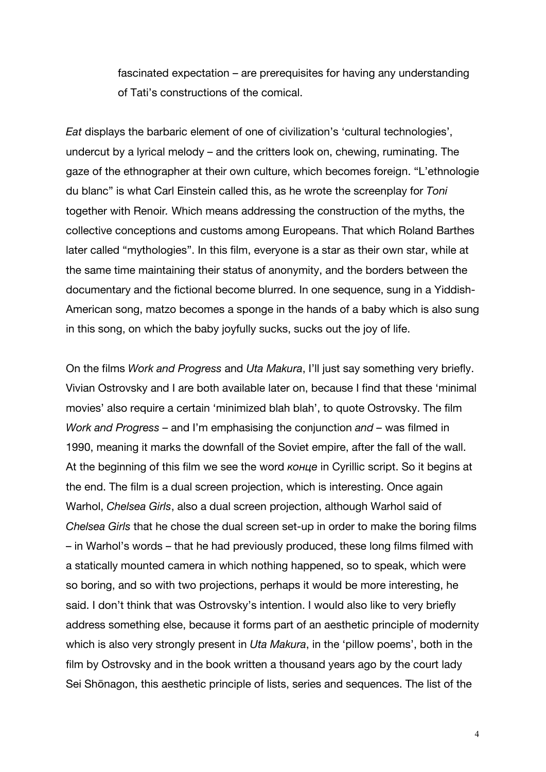fascinated expectation – are prerequisites for having any understanding of Tati's constructions of the comical.

*Eat* displays the barbaric element of one of civilization's 'cultural technologies', undercut by a lyrical melody – and the critters look on, chewing, ruminating. The gaze of the ethnographer at their own culture, which becomes foreign. "L'ethnologie du blanc" is what Carl Einstein called this, as he wrote the screenplay for *Toni* together with Renoir. Which means addressing the construction of the myths, the collective conceptions and customs among Europeans. That which Roland Barthes later called "mythologies". In this film, everyone is a star as their own star, while at the same time maintaining their status of anonymity, and the borders between the documentary and the fictional become blurred. In one sequence, sung in a Yiddish-American song, matzo becomes a sponge in the hands of a baby which is also sung in this song, on which the baby joyfully sucks, sucks out the joy of life.

On the films *Work and Progress* and *Uta Makura*, I'll just say something very briefly. Vivian Ostrovsky and I are both available later on, because I find that these 'minimal movies' also require a certain 'minimized blah blah', to quote Ostrovsky. The film *Work and Progress* – and I'm emphasising the conjunction *and* – was filmed in 1990, meaning it marks the downfall of the Soviet empire, after the fall of the wall. At the beginning of this film we see the word *конце* in Cyrillic script. So it begins at the end. The film is a dual screen projection, which is interesting. Once again Warhol, *Chelsea Girls*, also a dual screen projection, although Warhol said of *Chelsea Girls* that he chose the dual screen set-up in order to make the boring films – in Warhol's words – that he had previously produced, these long films filmed with a statically mounted camera in which nothing happened, so to speak, which were so boring, and so with two projections, perhaps it would be more interesting, he said. I don't think that was Ostrovsky's intention. I would also like to very briefly address something else, because it forms part of an aesthetic principle of modernity which is also very strongly present in *Uta Makura*, in the 'pillow poems', both in the film by Ostrovsky and in the book written a thousand years ago by the court lady Sei Shōnagon, this aesthetic principle of lists, series and sequences. The list of the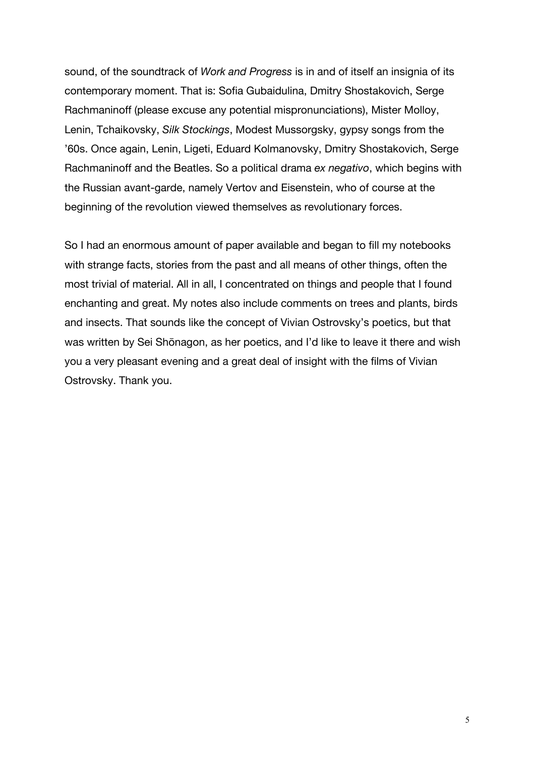sound, of the soundtrack of *Work and Progress* is in and of itself an insignia of its contemporary moment. That is: Sofia Gubaidulina, Dmitry Shostakovich, Serge Rachmaninoff (please excuse any potential mispronunciations), Mister Molloy, Lenin, Tchaikovsky, *Silk Stockings*, Modest Mussorgsky, gypsy songs from the '60s. Once again, Lenin, Ligeti, Eduard Kolmanovsky, Dmitry Shostakovich, Serge Rachmaninoff and the Beatles. So a political drama *ex negativo*, which begins with the Russian avant-garde, namely Vertov and Eisenstein, who of course at the beginning of the revolution viewed themselves as revolutionary forces.

So I had an enormous amount of paper available and began to fill my notebooks with strange facts, stories from the past and all means of other things, often the most trivial of material. All in all, I concentrated on things and people that I found enchanting and great. My notes also include comments on trees and plants, birds and insects. That sounds like the concept of Vivian Ostrovsky's poetics, but that was written by Sei Shōnagon, as her poetics, and I'd like to leave it there and wish you a very pleasant evening and a great deal of insight with the films of Vivian Ostrovsky. Thank you.